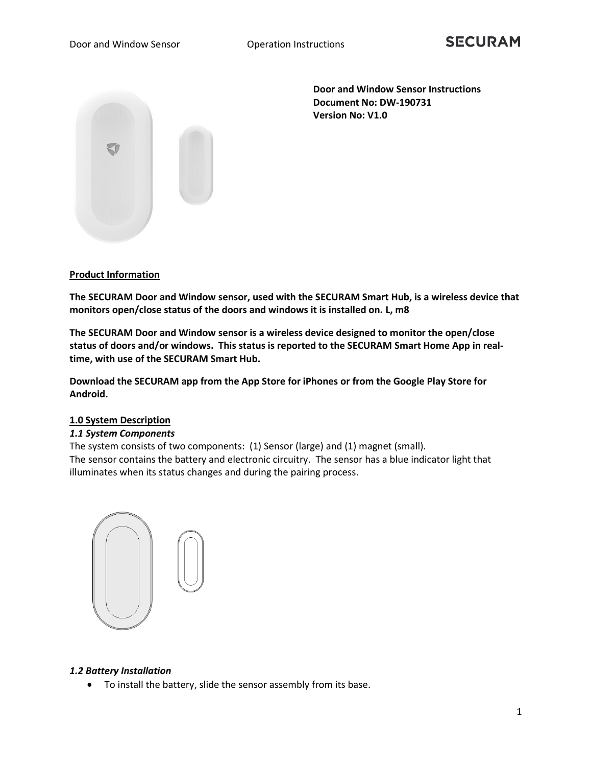**Door and Window Sensor Instructions**
**Document No: DW-190731**
**Version No: V1.0**

**Product Information**

**The SECURAM Door and Window sensor, used with the SECURAM Smart Hub, is a wireless device that monitors open/close status of the doors and windows it is installed on. L, m8**

**The SECURAM Door and Window sensor is a wireless device designed to monitor the open/close status of doors and/or windows. This status is reported to the SECURAM Smart Home App in real-time, with use of the SECURAM Smart Hub.**

**Download the SECURAM app from the App Store for iPhones or from the Google Play Store for Android.**

## 1.0 System Description

### *1.1 System Components*

The system consists of two components: (1) Sensor (large) and (1) magnet (small).
The sensor contains the battery and electronic circuitry. The sensor has a blue indicator light that illuminates when its status changes and during the pairing process.

### *1.2 Battery Installation*

- To install the battery, slide the sensor assembly from its base.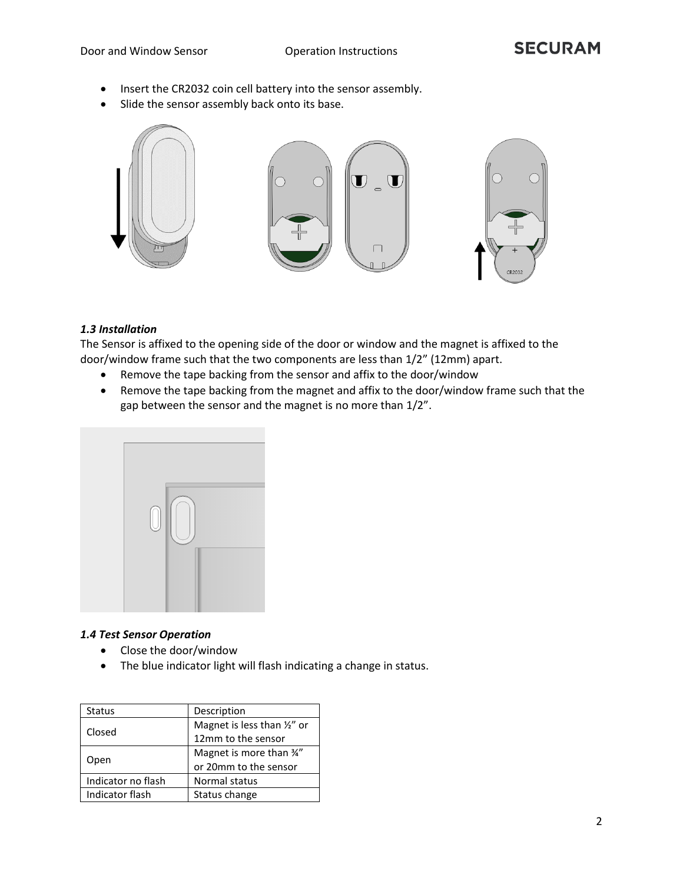- Insert the CR2032 coin cell battery into the sensor assembly.
- Slide the sensor assembly back onto its base.

### *1.3 Installation*

The Sensor is affixed to the opening side of the door or window and the magnet is affixed to the door/window frame such that the two components are less than 1/2” (12mm) apart.

- Remove the tape backing from the sensor and affix to the door/window
- Remove the tape backing from the magnet and affix to the door/window frame such that the gap between the sensor and the magnet is no more than 1/2”.

### *1.4 Test Sensor Operation*

- Close the door/window
- The blue indicator light will flash indicating a change in status.

| Status | Description |
|---|---|
| Closed | Magnet is less than ½” or 12mm to the sensor |
| Open | Magnet is more than ¾” or 20mm to the sensor |
| Indicator no flash | Normal status |
| Indicator flash | Status change |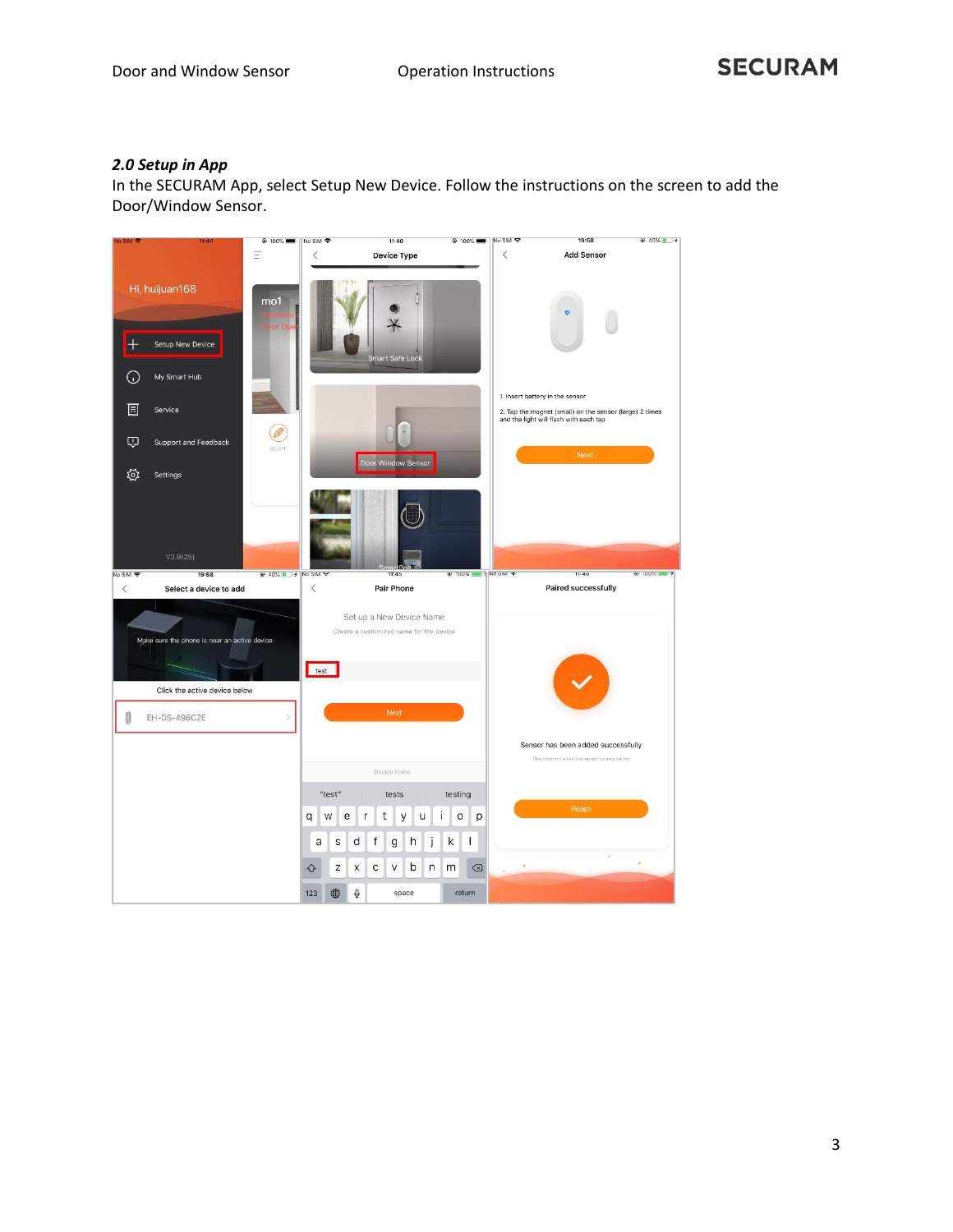### *2.0 Setup in App*

In the SECURAM App, select Setup New Device. Follow the instructions on the screen to add the Door/Window Sensor.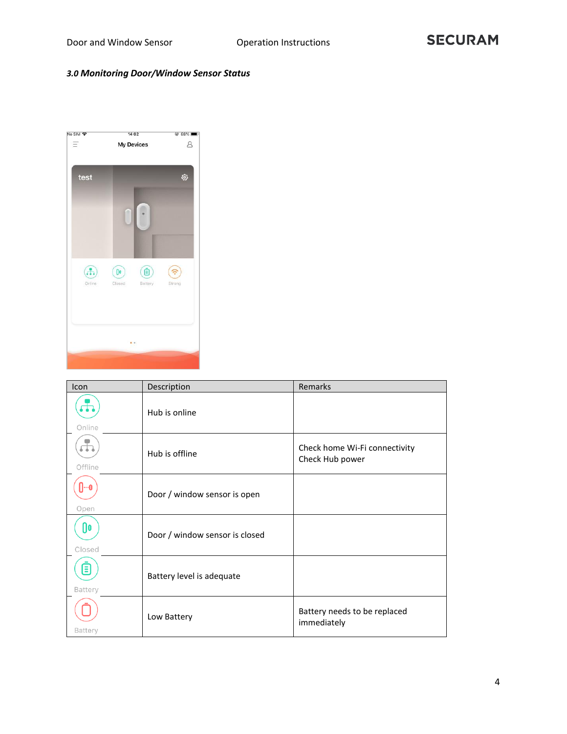### *3.0 Monitoring Door/Window Sensor Status*

| Icon | Description | Remarks |
|---|---|---|
| Online | Hub is online | |
| Offline | Hub is offline | Check home Wi-Fi connectivity<br>Check Hub power |
| Open | Door / window sensor is open | |
| Closed | Door / window sensor is closed | |
| Battery | Battery level is adequate | |
| Battery | Low Battery | Battery needs to be replaced immediately |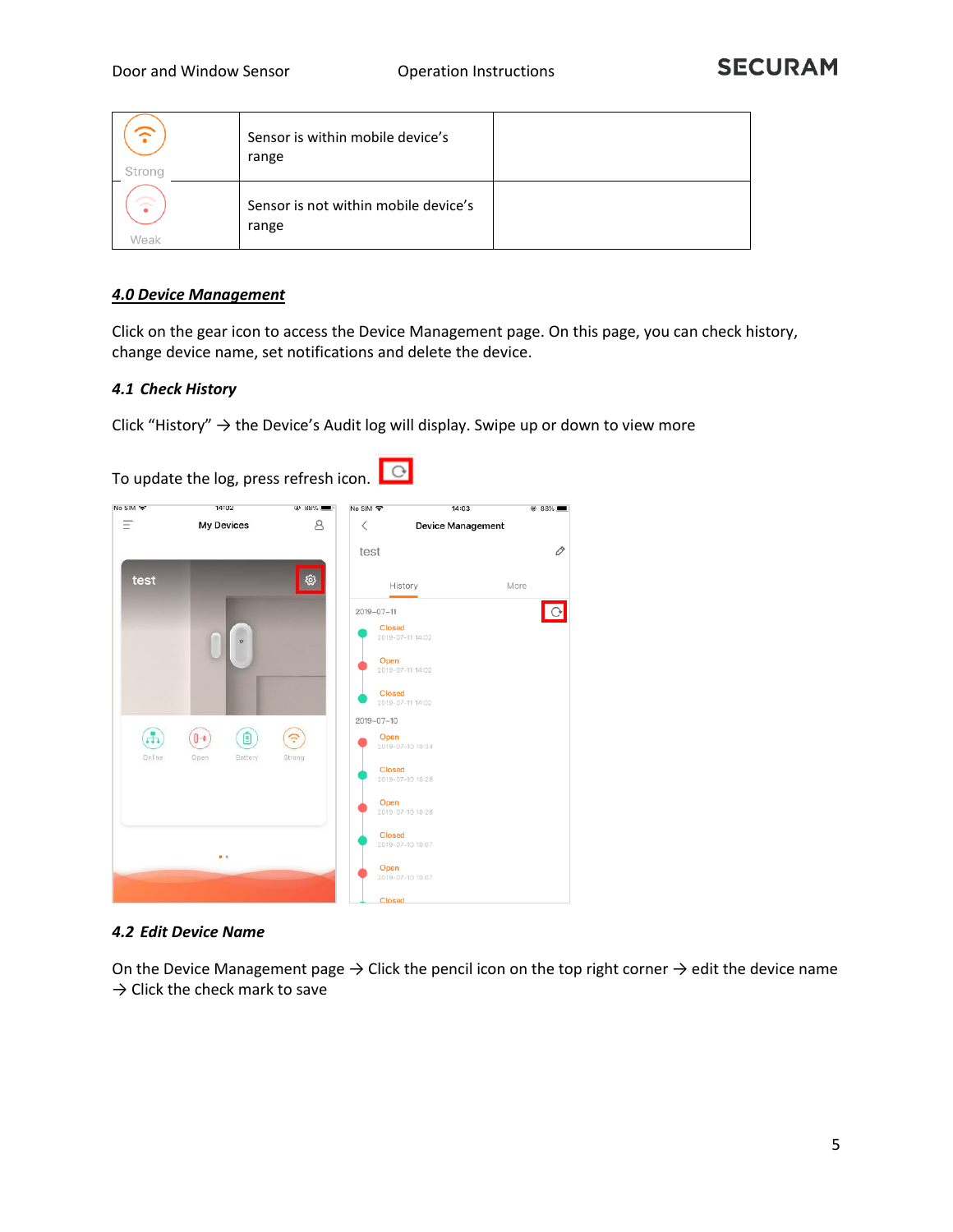| | | |
|---|---|---|
| Strong | Sensor is within mobile device's range | |
| Weak | Sensor is not within mobile device's range | |

## ***4.0 Device Management***

Click on the gear icon to access the Device Management page. On this page, you can check history, change device name, set notifications and delete the device.

### ***4.1 Check History***

Click "History" → the Device's Audit log will display. Swipe up or down to view more

To update the log, press refresh icon.

### ***4.2 Edit Device Name***

On the Device Management page → Click the pencil icon on the top right corner → edit the device name → Click the check mark to save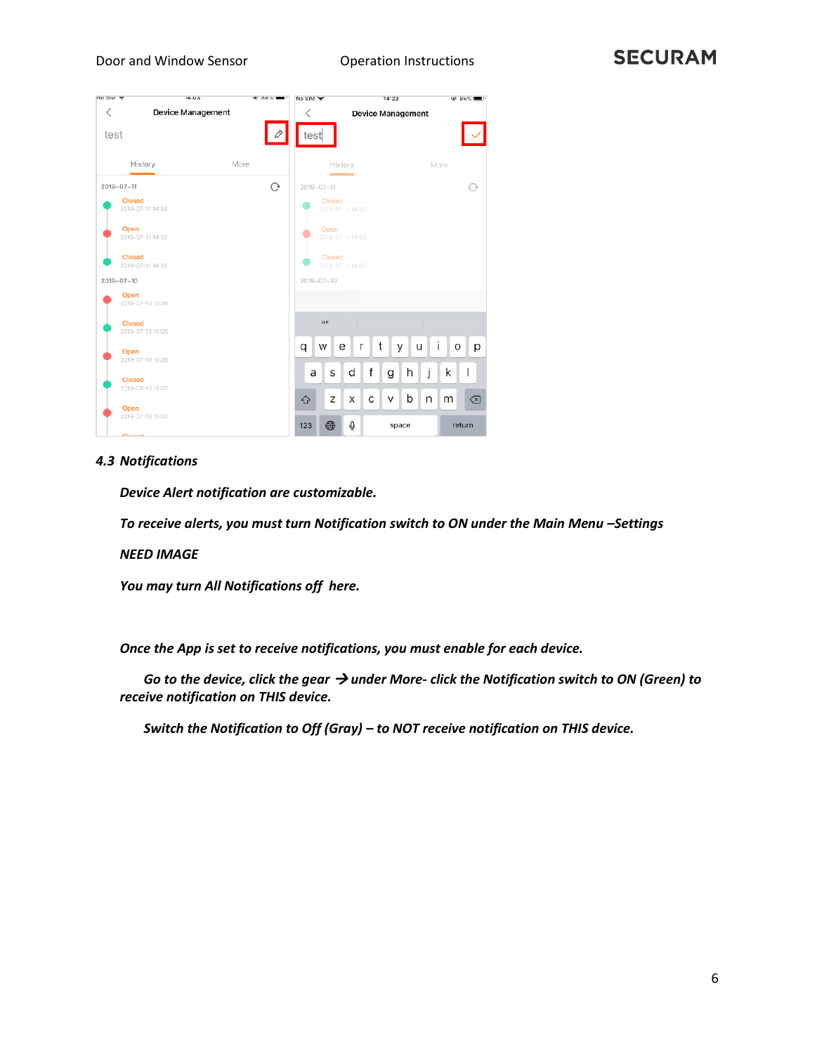### 4.3 Notifications

*Device Alert notification are customizable.*

*To receive alerts, you must turn Notification switch to ON under the Main Menu –Settings*

*NEED IMAGE*

*You may turn All Notifications off here.*

*Once the App is set to receive notifications, you must enable for each device.*

*Go to the device, click the gear → under More- click the Notification switch to ON (Green) to receive notification on THIS device.*

*Switch the Notification to Off (Gray) – to NOT receive notification on THIS device.*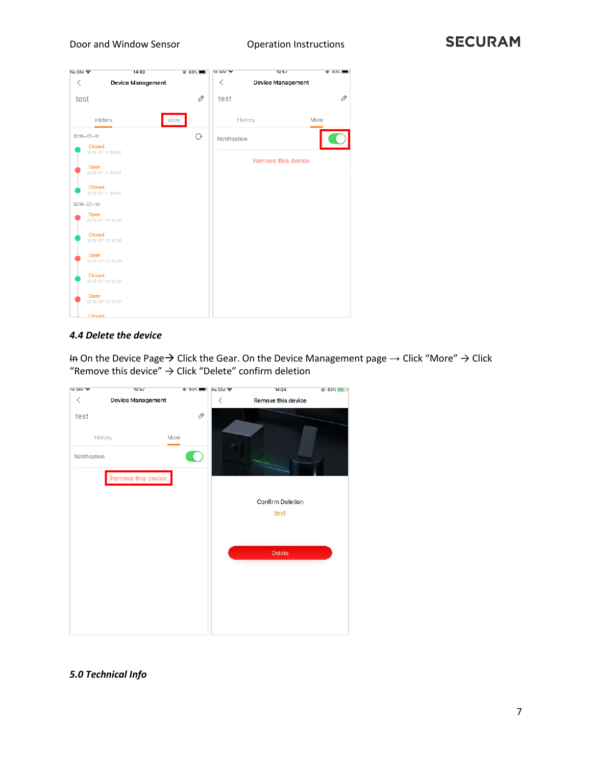### *4.4 Delete the device*

~~In~~ On the Device Page→ Click the Gear. On the Device Management page → Click “More” → Click “Remove this device” → Click “Delete” confirm deletion

### *5.0 Technical Info*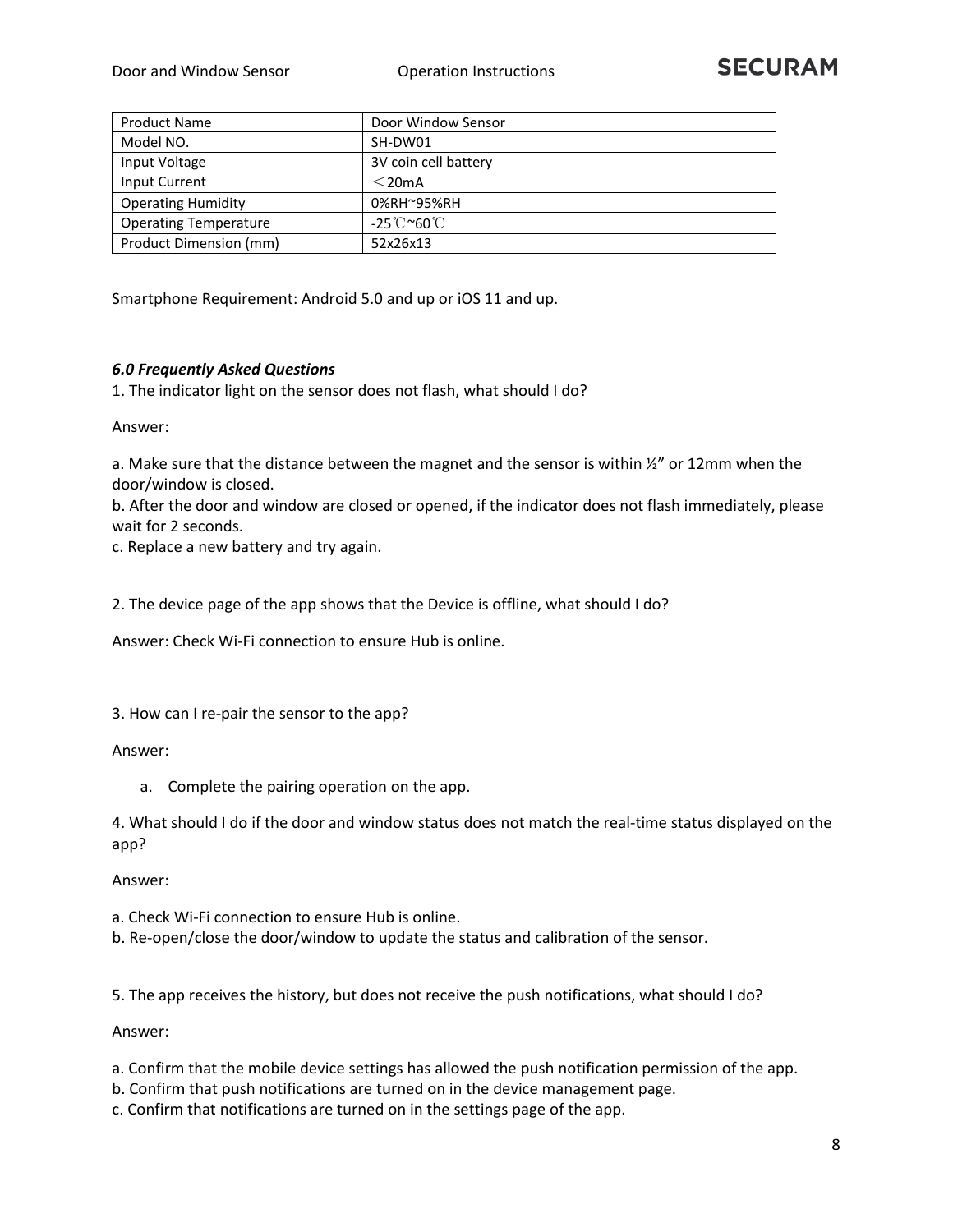| Product Name | Door Window Sensor |
| --- | --- |
| Model NO. | SH-DW01 |
| Input Voltage | 3V coin cell battery |
| Input Current | ＜20mA |
| Operating Humidity | 0%RH~95%RH |
| Operating Temperature | -25℃~60℃ |
| Product Dimension (mm) | 52x26x13 |

Smartphone Requirement: Android 5.0 and up or iOS 11 and up.

***6.0 Frequently Asked Questions***

1. The indicator light on the sensor does not flash, what should I do?

Answer:

a. Make sure that the distance between the magnet and the sensor is within ½" or 12mm when the door/window is closed.
b. After the door and window are closed or opened, if the indicator does not flash immediately, please wait for 2 seconds.
c. Replace a new battery and try again.

2. The device page of the app shows that the Device is offline, what should I do?

Answer: Check Wi-Fi connection to ensure Hub is online.

3. How can I re-pair the sensor to the app?

Answer:

a. Complete the pairing operation on the app.

4. What should I do if the door and window status does not match the real-time status displayed on the app?

Answer:

a. Check Wi-Fi connection to ensure Hub is online.
b. Re-open/close the door/window to update the status and calibration of the sensor.

5. The app receives the history, but does not receive the push notifications, what should I do?

Answer:

a. Confirm that the mobile device settings has allowed the push notification permission of the app.
b. Confirm that push notifications are turned on in the device management page.
c. Confirm that notifications are turned on in the settings page of the app.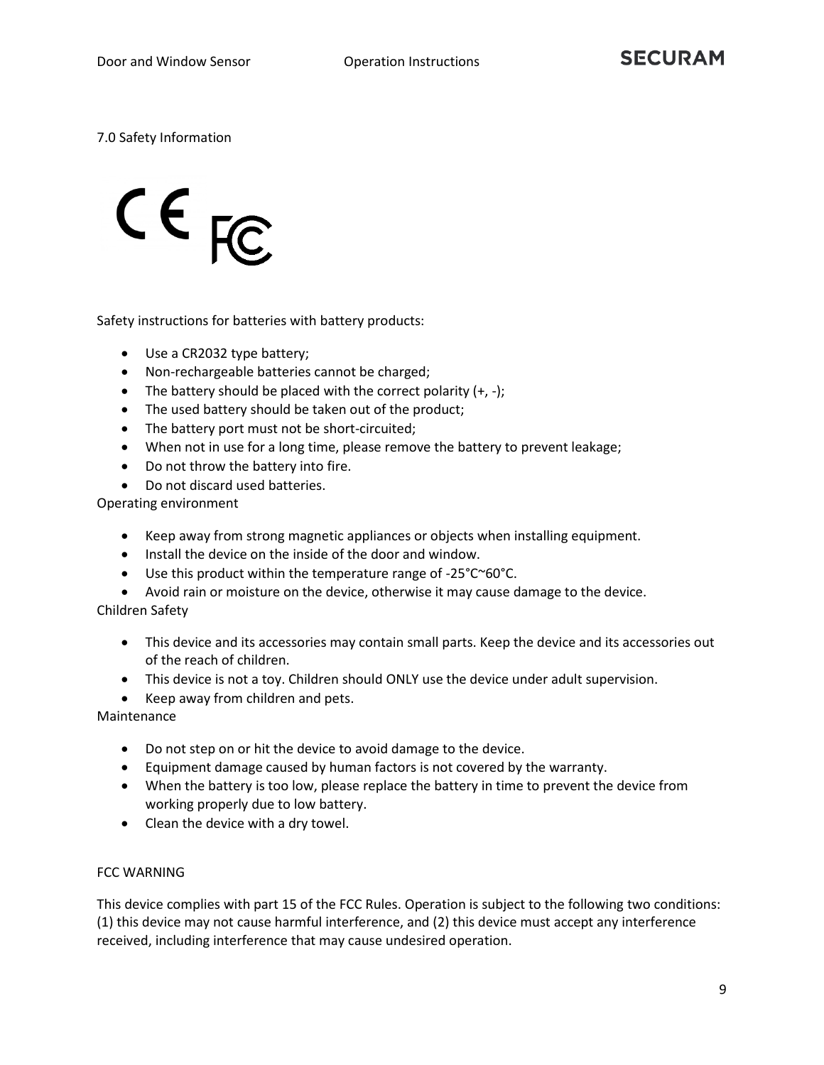## 7.0 Safety Information

Safety instructions for batteries with battery products:

- Use a CR2032 type battery;
- Non-rechargeable batteries cannot be charged;
- The battery should be placed with the correct polarity (+, -);
- The used battery should be taken out of the product;
- The battery port must not be short-circuited;
- When not in use for a long time, please remove the battery to prevent leakage;
- Do not throw the battery into fire.
- Do not discard used batteries.

Operating environment

- Keep away from strong magnetic appliances or objects when installing equipment.
- Install the device on the inside of the door and window.
- Use this product within the temperature range of -25°C~60°C.
- Avoid rain or moisture on the device, otherwise it may cause damage to the device.

Children Safety

- This device and its accessories may contain small parts. Keep the device and its accessories out of the reach of children.
- This device is not a toy. Children should ONLY use the device under adult supervision.
- Keep away from children and pets.

Maintenance

- Do not step on or hit the device to avoid damage to the device.
- Equipment damage caused by human factors is not covered by the warranty.
- When the battery is too low, please replace the battery in time to prevent the device from working properly due to low battery.
- Clean the device with a dry towel.

FCC WARNING

This device complies with part 15 of the FCC Rules. Operation is subject to the following two conditions: (1) this device may not cause harmful interference, and (2) this device must accept any interference received, including interference that may cause undesired operation.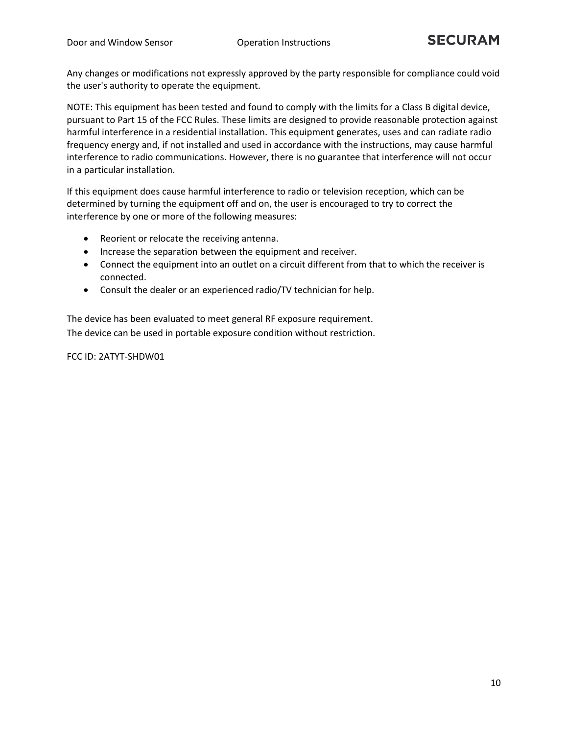Any changes or modifications not expressly approved by the party responsible for compliance could void the user's authority to operate the equipment.

NOTE: This equipment has been tested and found to comply with the limits for a Class B digital device, pursuant to Part 15 of the FCC Rules. These limits are designed to provide reasonable protection against harmful interference in a residential installation. This equipment generates, uses and can radiate radio frequency energy and, if not installed and used in accordance with the instructions, may cause harmful interference to radio communications. However, there is no guarantee that interference will not occur in a particular installation.

If this equipment does cause harmful interference to radio or television reception, which can be determined by turning the equipment off and on, the user is encouraged to try to correct the interference by one or more of the following measures:

- Reorient or relocate the receiving antenna.
- Increase the separation between the equipment and receiver.
- Connect the equipment into an outlet on a circuit different from that to which the receiver is connected.
- Consult the dealer or an experienced radio/TV technician for help.

The device has been evaluated to meet general RF exposure requirement.
The device can be used in portable exposure condition without restriction.

FCC ID: 2ATYT-SHDW01